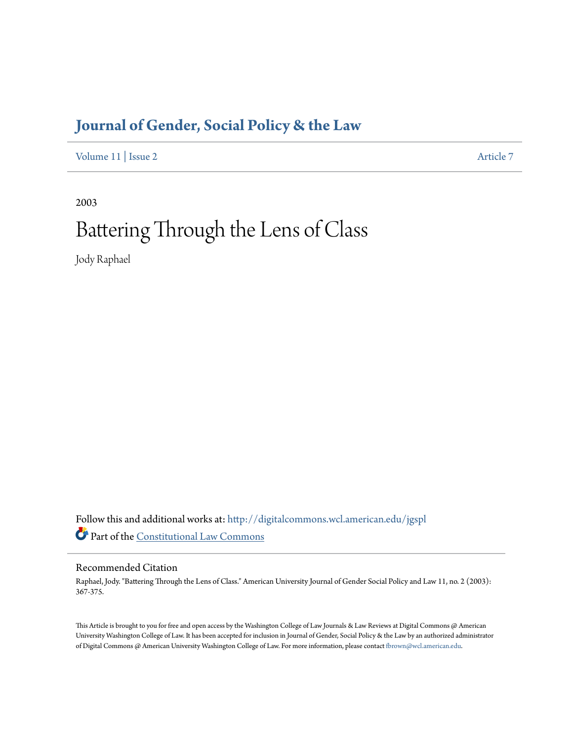# Journal of Gender, Social Policy & the Law

Volume 11 | Issue 2 Article 7

2003

# Battering Through the Lens of Class

Jody Raphael

Follow this and additional works at: http://digitalcommons.wcl.american.edu/jgspl

Part of the Constitutional Law Commons

## Recommended Citation

Raphael, Jody. "Battering Through the Lens of Class." American University Journal of Gender Social Policy and Law 11, no. 2 (2003): 367-375.

This Article is brought to you for free and open access by the Washington College of Law Journals & Law Reviews at Digital Commons @ American University Washington College of Law. It has been accepted for inclusion in Journal of Gender, Social Policy & the Law by an authorized administrator of Digital Commons @ American University Washington College of Law. For more information, please contact fbrown@wcl.american.edu.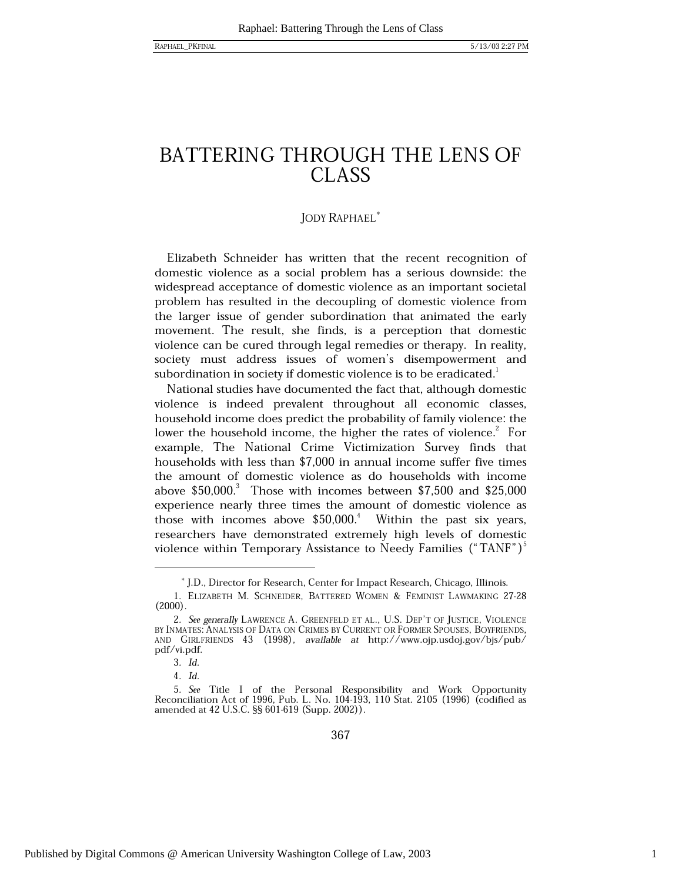# BATTERING THROUGH THE LENS OF CLASS

JODY RAPHAEL[*]

Elizabeth Schneider has written that the recent recognition of domestic violence as a social problem has a serious downside: the widespread acceptance of domestic violence as an important societal problem has resulted in the decoupling of domestic violence from the larger issue of gender subordination that animated the early movement. The result, she finds, is a perception that domestic violence can be cured through legal remedies or therapy. In reality, society must address issues of women's disempowerment and subordination in society if domestic violence is to be eradicated.[1]

National studies have documented the fact that, although domestic violence is indeed prevalent throughout all economic classes, household income does predict the probability of family violence: the lower the household income, the higher the rates of violence.[2] For example, The National Crime Victimization Survey finds that households with less than $7,000 in annual income suffer five times the amount of domestic violence as do households with income above $50,000.[3] Those with incomes between $7,500 and $25,000 experience nearly three times the amount of domestic violence as those with incomes above $50,000.[4] Within the past six years, researchers have demonstrated extremely high levels of domestic violence within Temporary Assistance to Needy Families ("TANF")[5]

---

[*] J.D., Director for Research, Center for Impact Research, Chicago, Illinois.

1. ELIZABETH M. SCHNEIDER, BATTERED WOMEN & FEMINIST LAWMAKING 27-28 (2000).

2. *See generally* LAWRENCE A. GREENFELD ET AL., U.S. DEP'T OF JUSTICE, VIOLENCE BY INMATES: ANALYSIS OF DATA ON CRIMES BY CURRENT OR FORMER SPOUSES, BOYFRIENDS, AND GIRLFRIENDS 43 (1998), *available at* http://www.ojp.usdoj.gov/bjs/pub/pdf/vi.pdf.

3. *Id.*

4. *Id.*

5. *See* Title I of the Personal Responsibility and Work Opportunity Reconciliation Act of 1996, Pub. L. No. 104-193, 110 Stat. 2105 (1996) (codified as amended at 42 U.S.C. §§ 601-619 (Supp. 2002)).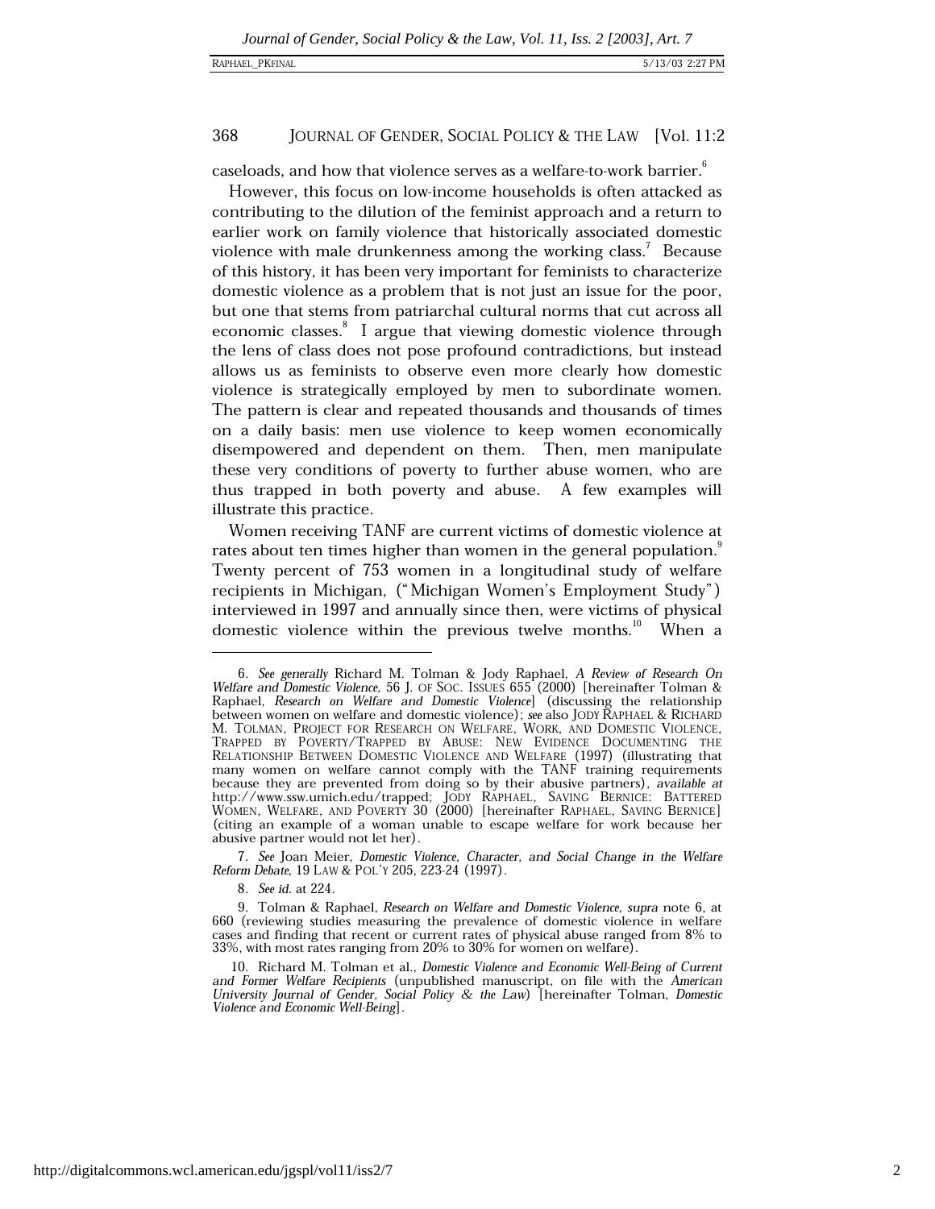caseloads, and how that violence serves as a welfare-to-work barrier.[6]

However, this focus on low-income households is often attacked as contributing to the dilution of the feminist approach and a return to earlier work on family violence that historically associated domestic violence with male drunkenness among the working class.[7] Because of this history, it has been very important for feminists to characterize domestic violence as a problem that is not just an issue for the poor, but one that stems from patriarchal cultural norms that cut across all economic classes.[8] I argue that viewing domestic violence through the lens of class does not pose profound contradictions, but instead allows us as feminists to observe even more clearly how domestic violence is strategically employed by men to subordinate women. The pattern is clear and repeated thousands and thousands of times on a daily basis: men use violence to keep women economically disempowered and dependent on them. Then, men manipulate these very conditions of poverty to further abuse women, who are thus trapped in both poverty and abuse. A few examples will illustrate this practice.

Women receiving TANF are current victims of domestic violence at rates about ten times higher than women in the general population.[9] Twenty percent of 753 women in a longitudinal study of welfare recipients in Michigan, ("Michigan Women's Employment Study") interviewed in 1997 and annually since then, were victims of physical domestic violence within the previous twelve months.[10] When a

---

6. *See generally* Richard M. Tolman & Jody Raphael, *A Review of Research On Welfare and Domestic Violence*, 56 J. OF SOC. ISSUES 655 (2000) [hereinafter Tolman & Raphael, *Research on Welfare and Domestic Violence*] (discussing the relationship between women on welfare and domestic violence); *see also* JODY RAPHAEL & RICHARD M. TOLMAN, PROJECT FOR RESEARCH ON WELFARE, WORK, AND DOMESTIC VIOLENCE, TRAPPED BY POVERTY/TRAPPED BY ABUSE: NEW EVIDENCE DOCUMENTING THE RELATIONSHIP BETWEEN DOMESTIC VIOLENCE AND WELFARE (1997) (illustrating that many women on welfare cannot comply with the TANF training requirements because they are prevented from doing so by their abusive partners), *available at* http://www.ssw.umich.edu/trapped; JODY RAPHAEL, SAVING BERNICE: BATTERED WOMEN, WELFARE, AND POVERTY 30 (2000) [hereinafter RAPHAEL, SAVING BERNICE] (citing an example of a woman unable to escape welfare for work because her abusive partner would not let her).

7. *See* Joan Meier, *Domestic Violence, Character, and Social Change in the Welfare Reform Debate*, 19 LAW & POL'Y 205, 223-24 (1997).

8. *See id.* at 224.

9. Tolman & Raphael, *Research on Welfare and Domestic Violence*, *supra* note 6, at 660 (reviewing studies measuring the prevalence of domestic violence in welfare cases and finding that recent or current rates of physical abuse ranged from 8% to 33%, with most rates ranging from 20% to 30% for women on welfare).

10. Richard M. Tolman et al., *Domestic Violence and Economic Well-Being of Current and Former Welfare Recipients* (unpublished manuscript, on file with the *American University Journal of Gender, Social Policy & the Law*) [hereinafter Tolman, *Domestic Violence and Economic Well-Being*].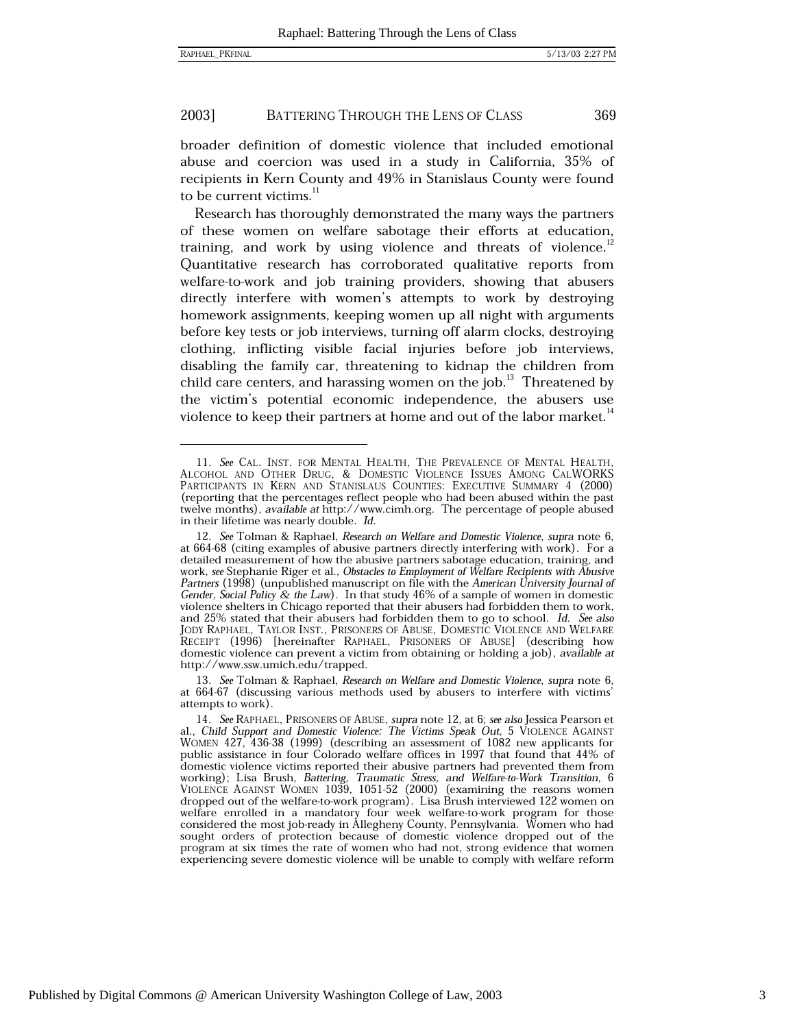broader definition of domestic violence that included emotional abuse and coercion was used in a study in California, 35% of recipients in Kern County and 49% in Stanislaus County were found to be current victims.[11]

Research has thoroughly demonstrated the many ways the partners of these women on welfare sabotage their efforts at education, training, and work by using violence and threats of violence.[12] Quantitative research has corroborated qualitative reports from welfare-to-work and job training providers, showing that abusers directly interfere with women's attempts to work by destroying homework assignments, keeping women up all night with arguments before key tests or job interviews, turning off alarm clocks, destroying clothing, inflicting visible facial injuries before job interviews, disabling the family car, threatening to kidnap the children from child care centers, and harassing women on the job.[13] Threatened by the victim's potential economic independence, the abusers use violence to keep their partners at home and out of the labor market.[14]

---

11. *See* CAL. INST. FOR MENTAL HEALTH, THE PREVALENCE OF MENTAL HEALTH, ALCOHOL AND OTHER DRUG, & DOMESTIC VIOLENCE ISSUES AMONG CALWORKS PARTICIPANTS IN KERN AND STANISLAUS COUNTIES: EXECUTIVE SUMMARY 4 (2000) (reporting that the percentages reflect people who had been abused within the past twelve months), *available at* http://www.cimh.org. The percentage of people abused in their lifetime was nearly double. *Id.*

12. *See* Tolman & Raphael, *Research on Welfare and Domestic Violence*, *supra* note 6, at 664-68 (citing examples of abusive partners directly interfering with work). For a detailed measurement of how the abusive partners sabotage education, training, and work, *see* Stephanie Riger et al., *Obstacles to Employment of Welfare Recipients with Abusive Partners* (1998) (unpublished manuscript on file with the *American University Journal of Gender, Social Policy & the Law*). In that study 46% of a sample of women in domestic violence shelters in Chicago reported that their abusers had forbidden them to work, and 25% stated that their abusers had forbidden them to go to school. *Id. See also* JODY RAPHAEL, TAYLOR INST., PRISONERS OF ABUSE, DOMESTIC VIOLENCE AND WELFARE RECEIPT (1996) [hereinafter RAPHAEL, PRISONERS OF ABUSE] (describing how domestic violence can prevent a victim from obtaining or holding a job), *available at* http://www.ssw.umich.edu/trapped.

13. *See* Tolman & Raphael, *Research on Welfare and Domestic Violence*, *supra* note 6, at 664-67 (discussing various methods used by abusers to interfere with victims' attempts to work).

14. *See* RAPHAEL, PRISONERS OF ABUSE, *supra* note 12, at 6; *see also* Jessica Pearson et al., *Child Support and Domestic Violence: The Victims Speak Out*, 5 VIOLENCE AGAINST WOMEN 427, 436-38 (1999) (describing an assessment of 1082 new applicants for public assistance in four Colorado welfare offices in 1997 that found that 44% of domestic violence victims reported their abusive partners had prevented them from working); Lisa Brush, *Battering, Traumatic Stress, and Welfare-to-Work Transition*, 6 VIOLENCE AGAINST WOMEN 1039, 1051-52 (2000) (examining the reasons women dropped out of the welfare-to-work program). Lisa Brush interviewed 122 women on welfare enrolled in a mandatory four week welfare-to-work program for those considered the most job-ready in Allegheny County, Pennsylvania. Women who had sought orders of protection because of domestic violence dropped out of the program at six times the rate of women who had not, strong evidence that women experiencing severe domestic violence will be unable to comply with welfare reform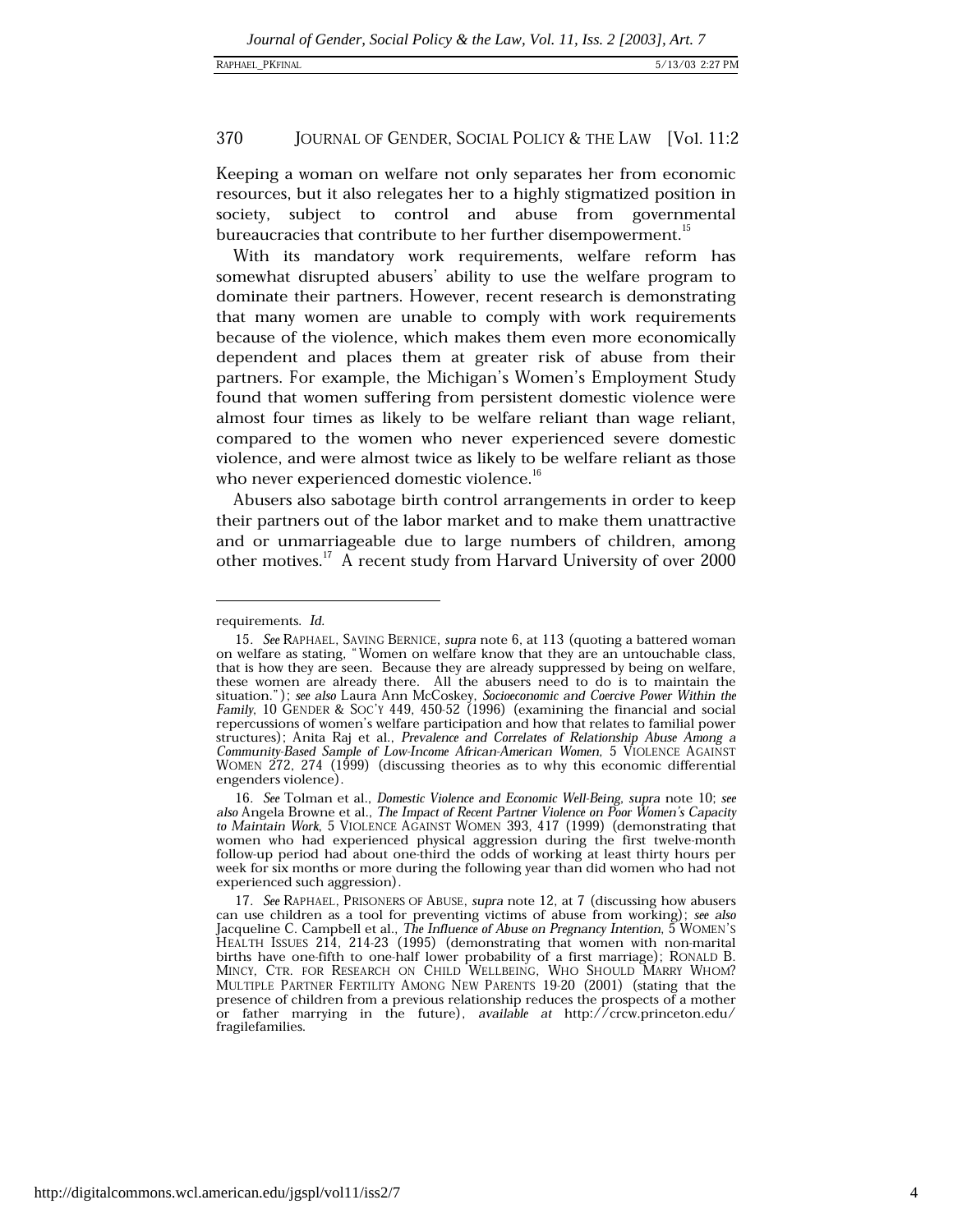Keeping a woman on welfare not only separates her from economic resources, but it also relegates her to a highly stigmatized position in society, subject to control and abuse from governmental bureaucracies that contribute to her further disempowerment.[15]

With its mandatory work requirements, welfare reform has somewhat disrupted abusers' ability to use the welfare program to dominate their partners. However, recent research is demonstrating that many women are unable to comply with work requirements because of the violence, which makes them even more economically dependent and places them at greater risk of abuse from their partners. For example, the Michigan's Women's Employment Study found that women suffering from persistent domestic violence were almost four times as likely to be welfare reliant than wage reliant, compared to the women who never experienced severe domestic violence, and were almost twice as likely to be welfare reliant as those who never experienced domestic violence.[16]

Abusers also sabotage birth control arrangements in order to keep their partners out of the labor market and to make them unattractive and or unmarriageable due to large numbers of children, among other motives.[17] A recent study from Harvard University of over 2000

---

requirements. *Id.*

15. *See* RAPHAEL, SAVING BERNICE, *supra* note 6, at 113 (quoting a battered woman on welfare as stating, "Women on welfare know that they are an untouchable class, that is how they are seen. Because they are already suppressed by being on welfare, these women are already there. All the abusers need to do is to maintain the situation."); *see also* Laura Ann McCoskey, *Socioeconomic and Coercive Power Within the Family*, 10 GENDER & SOC'Y 449, 450-52 (1996) (examining the financial and social repercussions of women's welfare participation and how that relates to familial power structures); Anita Raj et al., *Prevalence and Correlates of Relationship Abuse Among a Community-Based Sample of Low-Income African-American Women*, 5 VIOLENCE AGAINST WOMEN 272, 274 (1999) (discussing theories as to why this economic differential engenders violence).

16. *See* Tolman et al., *Domestic Violence and Economic Well-Being*, *supra* note 10; *see also* Angela Browne et al., *The Impact of Recent Partner Violence on Poor Women's Capacity to Maintain Work*, 5 VIOLENCE AGAINST WOMEN 393, 417 (1999) (demonstrating that women who had experienced physical aggression during the first twelve-month follow-up period had about one-third the odds of working at least thirty hours per week for six months or more during the following year than did women who had not experienced such aggression).

17. *See* RAPHAEL, PRISONERS OF ABUSE, *supra* note 12, at 7 (discussing how abusers can use children as a tool for preventing victims of abuse from working); *see also* Jacqueline C. Campbell et al., *The Influence of Abuse on Pregnancy Intention*, 5 WOMEN'S HEALTH ISSUES 214, 214-23 (1995) (demonstrating that women with non-marital births have one-fifth to one-half lower probability of a first marriage); RONALD B. MINCY, CTR. FOR RESEARCH ON CHILD WELLBEING, WHO SHOULD MARRY WHOM? MULTIPLE PARTNER FERTILITY AMONG NEW PARENTS 19-20 (2001) (stating that the presence of children from a previous relationship reduces the prospects of a mother or father marrying in the future), *available at* http://crcw.princeton.edu/fragilefamilies.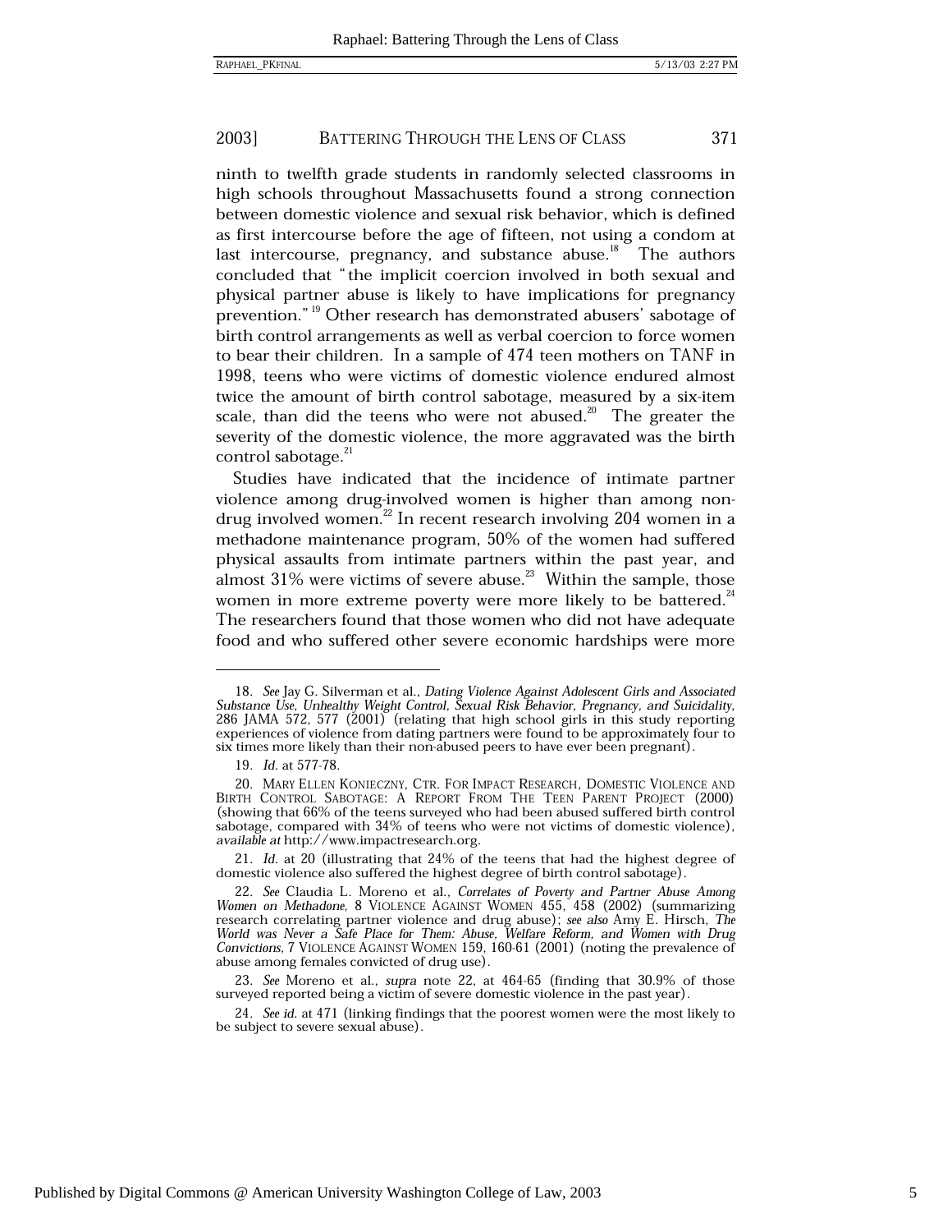ninth to twelfth grade students in randomly selected classrooms in high schools throughout Massachusetts found a strong connection between domestic violence and sexual risk behavior, which is defined as first intercourse before the age of fifteen, not using a condom at last intercourse, pregnancy, and substance abuse.[18] The authors concluded that "the implicit coercion involved in both sexual and physical partner abuse is likely to have implications for pregnancy prevention."[19] Other research has demonstrated abusers' sabotage of birth control arrangements as well as verbal coercion to force women to bear their children. In a sample of 474 teen mothers on TANF in 1998, teens who were victims of domestic violence endured almost twice the amount of birth control sabotage, measured by a six-item scale, than did the teens who were not abused.[20] The greater the severity of the domestic violence, the more aggravated was the birth control sabotage.[21]

Studies have indicated that the incidence of intimate partner violence among drug-involved women is higher than among non-drug involved women.[22] In recent research involving 204 women in a methadone maintenance program, 50% of the women had suffered physical assaults from intimate partners within the past year, and almost 31% were victims of severe abuse.[23] Within the sample, those women in more extreme poverty were more likely to be battered.[24] The researchers found that those women who did not have adequate food and who suffered other severe economic hardships were more

---

18. *See* Jay G. Silverman et al., *Dating Violence Against Adolescent Girls and Associated Substance Use, Unhealthy Weight Control, Sexual Risk Behavior, Pregnancy, and Suicidality*, 286 JAMA 572, 577 (2001) (relating that high school girls in this study reporting experiences of violence from dating partners were found to be approximately four to six times more likely than their non-abused peers to have ever been pregnant).

19. *Id.* at 577-78.

20. MARY ELLEN KONIECZNY, CTR. FOR IMPACT RESEARCH, DOMESTIC VIOLENCE AND BIRTH CONTROL SABOTAGE: A REPORT FROM THE TEEN PARENT PROJECT (2000) (showing that 66% of the teens surveyed who had been abused suffered birth control sabotage, compared with 34% of teens who were not victims of domestic violence), *available at* http://www.impactresearch.org.

21. *Id.* at 20 (illustrating that 24% of the teens that had the highest degree of domestic violence also suffered the highest degree of birth control sabotage).

22. *See* Claudia L. Moreno et al., *Correlates of Poverty and Partner Abuse Among Women on Methadone*, 8 VIOLENCE AGAINST WOMEN 455, 458 (2002) (summarizing research correlating partner violence and drug abuse); *see also* Amy E. Hirsch, *The World was Never a Safe Place for Them: Abuse, Welfare Reform, and Women with Drug Convictions*, 7 VIOLENCE AGAINST WOMEN 159, 160-61 (2001) (noting the prevalence of abuse among females convicted of drug use).

23. *See* Moreno et al., *supra* note 22, at 464-65 (finding that 30.9% of those surveyed reported being a victim of severe domestic violence in the past year).

24. *See id.* at 471 (linking findings that the poorest women were the most likely to be subject to severe sexual abuse).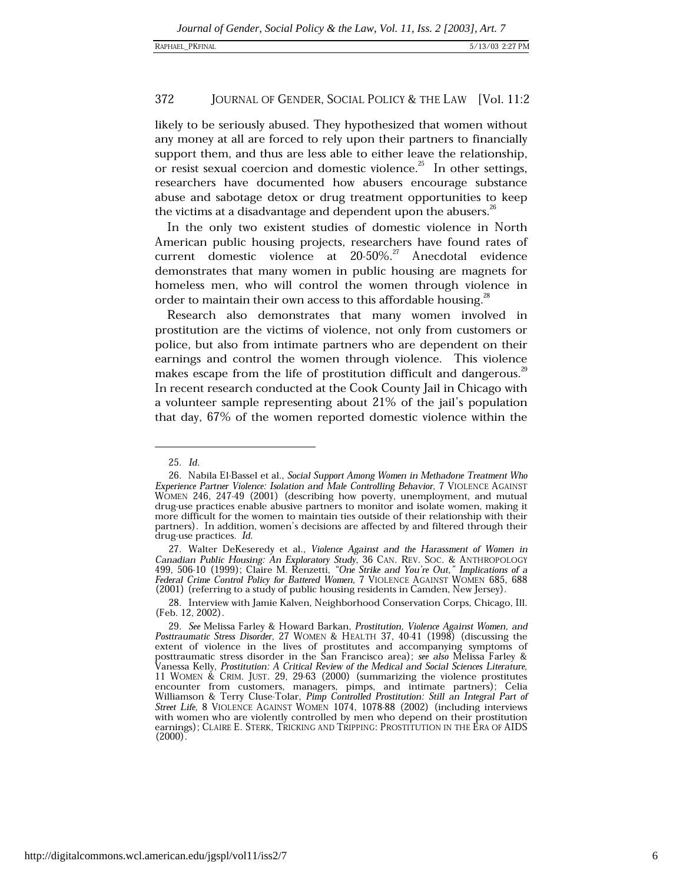likely to be seriously abused. They hypothesized that women without any money at all are forced to rely upon their partners to financially support them, and thus are less able to either leave the relationship, or resist sexual coercion and domestic violence.[25] In other settings, researchers have documented how abusers encourage substance abuse and sabotage detox or drug treatment opportunities to keep the victims at a disadvantage and dependent upon the abusers.[26]

In the only two existent studies of domestic violence in North American public housing projects, researchers have found rates of current domestic violence at 20-50%.[27] Anecdotal evidence demonstrates that many women in public housing are magnets for homeless men, who will control the women through violence in order to maintain their own access to this affordable housing.[28]

Research also demonstrates that many women involved in prostitution are the victims of violence, not only from customers or police, but also from intimate partners who are dependent on their earnings and control the women through violence. This violence makes escape from the life of prostitution difficult and dangerous.[29] In recent research conducted at the Cook County Jail in Chicago with a volunteer sample representing about 21% of the jail's population that day, 67% of the women reported domestic violence within the

---

25. *Id.*

26. Nabila El-Bassel et al., *Social Support Among Women in Methadone Treatment Who Experience Partner Violence: Isolation and Male Controlling Behavior*, 7 VIOLENCE AGAINST WOMEN 246, 247-49 (2001) (describing how poverty, unemployment, and mutual drug-use practices enable abusive partners to monitor and isolate women, making it more difficult for the women to maintain ties outside of their relationship with their partners). In addition, women's decisions are affected by and filtered through their drug-use practices. *Id.*

27. Walter DeKeseredy et al., *Violence Against and the Harassment of Women in Canadian Public Housing: An Exploratory Study*, 36 CAN. REV. SOC. & ANTHROPOLOGY 499, 506-10 (1999); Claire M. Renzetti, *"One Strike and You're Out," Implications of a Federal Crime Control Policy for Battered Women*, 7 VIOLENCE AGAINST WOMEN 685, 688 (2001) (referring to a study of public housing residents in Camden, New Jersey).

28. Interview with Jamie Kalven, Neighborhood Conservation Corps, Chicago, Ill. (Feb. 12, 2002).

29. *See* Melissa Farley & Howard Barkan, *Prostitution, Violence Against Women, and Posttraumatic Stress Disorder*, 27 WOMEN & HEALTH 37, 40-41 (1998) (discussing the extent of violence in the lives of prostitutes and accompanying symptoms of posttraumatic stress disorder in the San Francisco area); *see also* Melissa Farley & Vanessa Kelly, *Prostitution: A Critical Review of the Medical and Social Sciences Literature*, 11 WOMEN & CRIM. JUST. 29, 29-63 (2000) (summarizing the violence prostitutes encounter from customers, managers, pimps, and intimate partners); Celia Williamson & Terry Cluse-Tolar, *Pimp Controlled Prostitution: Still an Integral Part of Street Life*, 8 VIOLENCE AGAINST WOMEN 1074, 1078-88 (2002) (including interviews with women who are violently controlled by men who depend on their prostitution earnings); CLAIRE E. STERK, TRICKING AND TRIPPING: PROSTITUTION IN THE ERA OF AIDS (2000).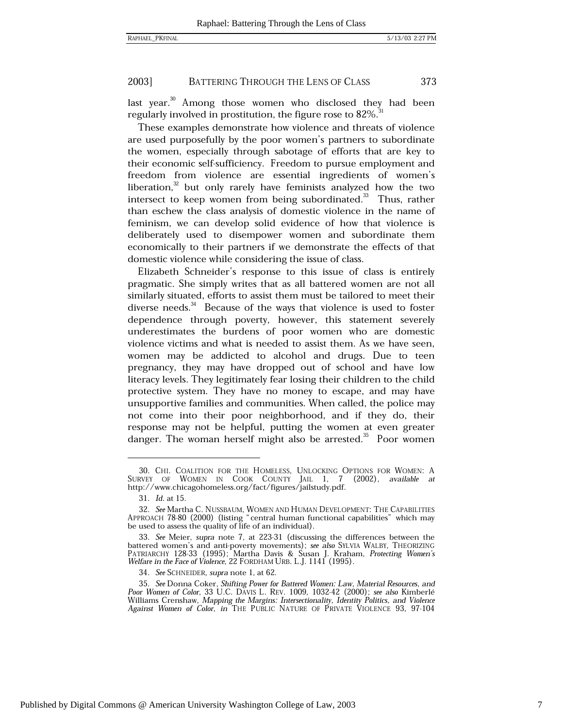last year.[30] Among those women who disclosed they had been regularly involved in prostitution, the figure rose to 82%.[31]

These examples demonstrate how violence and threats of violence are used purposefully by the poor women's partners to subordinate the women, especially through sabotage of efforts that are key to their economic self-sufficiency. Freedom to pursue employment and freedom from violence are essential ingredients of women's liberation,[32] but only rarely have feminists analyzed how the two intersect to keep women from being subordinated.[33] Thus, rather than eschew the class analysis of domestic violence in the name of feminism, we can develop solid evidence of how that violence is deliberately used to disempower women and subordinate them economically to their partners if we demonstrate the effects of that domestic violence while considering the issue of class.

Elizabeth Schneider's response to this issue of class is entirely pragmatic. She simply writes that as all battered women are not all similarly situated, efforts to assist them must be tailored to meet their diverse needs.[34] Because of the ways that violence is used to foster dependence through poverty, however, this statement severely underestimates the burdens of poor women who are domestic violence victims and what is needed to assist them. As we have seen, women may be addicted to alcohol and drugs. Due to teen pregnancy, they may have dropped out of school and have low literacy levels. They legitimately fear losing their children to the child protective system. They have no money to escape, and may have unsupportive families and communities. When called, the police may not come into their poor neighborhood, and if they do, their response may not be helpful, putting the women at even greater danger. The woman herself might also be arrested.[35] Poor women

---

30. CHI. COALITION FOR THE HOMELESS, UNLOCKING OPTIONS FOR WOMEN: A SURVEY OF WOMEN IN COOK COUNTY JAIL 1, 7 (2002), *available at* http://www.chicagohomeless.org/fact/figures/jailstudy.pdf.

31. *Id.* at 15.

32. *See* Martha C. NUSSBAUM, WOMEN AND HUMAN DEVELOPMENT: THE CAPABILITIES APPROACH 78-80 (2000) (listing "central human functional capabilities" which may be used to assess the quality of life of an individual).

33. *See* Meier, *supra* note 7, at 223-31 (discussing the differences between the battered women's and anti-poverty movements); *see also* SYLVIA WALBY, THEORIZING PATRIARCHY 128-33 (1995); Martha Davis & Susan J. Kraham, *Protecting Women's Welfare in the Face of Violence*, 22 FORDHAM URB. L.J. 1141 (1995).

34. *See* SCHNEIDER, *supra* note 1, at 62.

35. *See* Donna Coker, *Shifting Power for Battered Women: Law, Material Resources, and Poor Women of Color*, 33 U.C. DAVIS L. REV. 1009, 1032-42 (2000); *see also* Kimberlé Williams Crenshaw, *Mapping the Margins: Intersectionality, Identity Politics, and Violence Against Women of Color*, *in* THE PUBLIC NATURE OF PRIVATE VIOLENCE 93, 97-104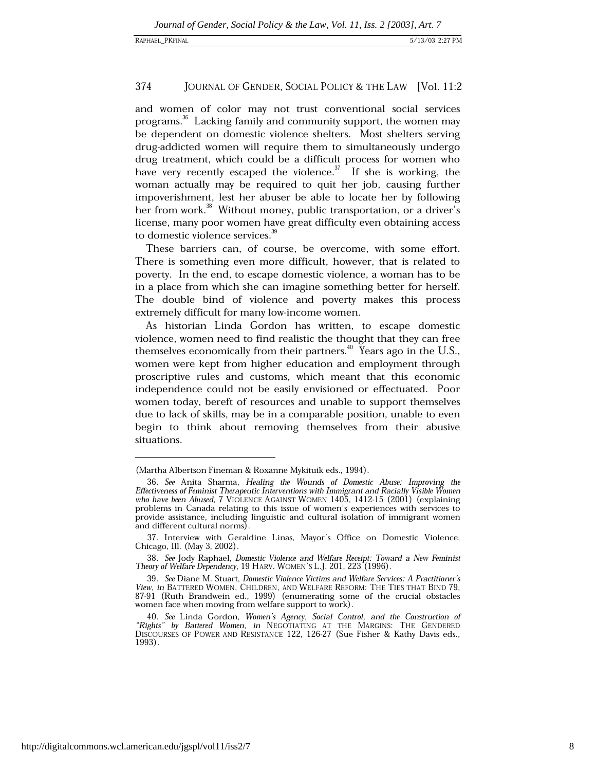and women of color may not trust conventional social services programs.[36] Lacking family and community support, the women may be dependent on domestic violence shelters. Most shelters serving drug-addicted women will require them to simultaneously undergo drug treatment, which could be a difficult process for women who have very recently escaped the violence.[37] If she is working, the woman actually may be required to quit her job, causing further impoverishment, lest her abuser be able to locate her by following her from work.[38] Without money, public transportation, or a driver's license, many poor women have great difficulty even obtaining access to domestic violence services.[39]

These barriers can, of course, be overcome, with some effort. There is something even more difficult, however, that is related to poverty. In the end, to escape domestic violence, a woman has to be in a place from which she can imagine something better for herself. The double bind of violence and poverty makes this process extremely difficult for many low-income women.

As historian Linda Gordon has written, to escape domestic violence, women need to find realistic the thought that they can free themselves economically from their partners.[40] Years ago in the U.S., women were kept from higher education and employment through proscriptive rules and customs, which meant that this economic independence could not be easily envisioned or effectuated. Poor women today, bereft of resources and unable to support themselves due to lack of skills, may be in a comparable position, unable to even begin to think about removing themselves from their abusive situations.

---

(Martha Albertson Fineman & Roxanne Mykituik eds., 1994).

36. *See* Anita Sharma, *Healing the Wounds of Domestic Abuse: Improving the Effectiveness of Feminist Therapeutic Interventions with Immigrant and Racially Visible Women who have been Abused*, 7 VIOLENCE AGAINST WOMEN 1405, 1412-15 (2001) (explaining problems in Canada relating to this issue of women's experiences with services to provide assistance, including linguistic and cultural isolation of immigrant women and different cultural norms).

37. Interview with Geraldine Linas, Mayor's Office on Domestic Violence, Chicago, Ill. (May 3, 2002).

38. *See* Jody Raphael, *Domestic Violence and Welfare Receipt: Toward a New Feminist Theory of Welfare Dependency*, 19 HARV. WOMEN'S L.J. 201, 223 (1996).

39. *See* Diane M. Stuart, *Domestic Violence Victims and Welfare Services: A Practitioner's View*, *in* BATTERED WOMEN, CHILDREN, AND WELFARE REFORM: THE TIES THAT BIND 79, 87-91 (Ruth Brandwein ed., 1999) (enumerating some of the crucial obstacles women face when moving from welfare support to work).

40. *See* Linda Gordon, *Women's Agency, Social Control, and the Construction of "Rights" by Battered Women*, *in* NEGOTIATING AT THE MARGINS: THE GENDERED DISCOURSES OF POWER AND RESISTANCE 122, 126-27 (Sue Fisher & Kathy Davis eds., 1993).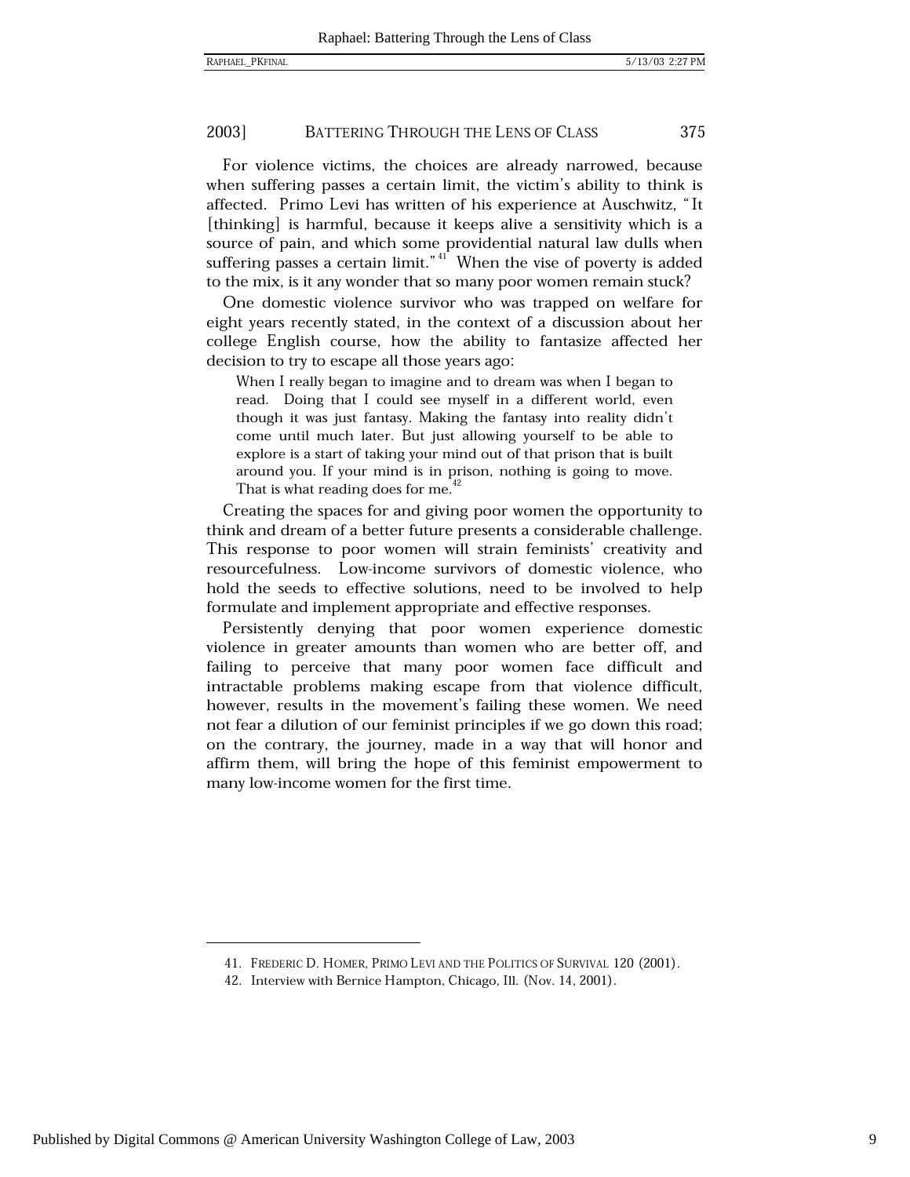For violence victims, the choices are already narrowed, because when suffering passes a certain limit, the victim's ability to think is affected. Primo Levi has written of his experience at Auschwitz, "It [thinking] is harmful, because it keeps alive a sensitivity which is a source of pain, and which some providential natural law dulls when suffering passes a certain limit."[41] When the vise of poverty is added to the mix, is it any wonder that so many poor women remain stuck?

One domestic violence survivor who was trapped on welfare for eight years recently stated, in the context of a discussion about her college English course, how the ability to fantasize affected her decision to try to escape all those years ago:

> When I really began to imagine and to dream was when I began to read. Doing that I could see myself in a different world, even though it was just fantasy. Making the fantasy into reality didn't come until much later. But just allowing yourself to be able to explore is a start of taking your mind out of that prison that is built around you. If your mind is in prison, nothing is going to move. That is what reading does for me.[42]

Creating the spaces for and giving poor women the opportunity to think and dream of a better future presents a considerable challenge. This response to poor women will strain feminists' creativity and resourcefulness. Low-income survivors of domestic violence, who hold the seeds to effective solutions, need to be involved to help formulate and implement appropriate and effective responses.

Persistently denying that poor women experience domestic violence in greater amounts than women who are better off, and failing to perceive that many poor women face difficult and intractable problems making escape from that violence difficult, however, results in the movement's failing these women. We need not fear a dilution of our feminist principles if we go down this road; on the contrary, the journey, made in a way that will honor and affirm them, will bring the hope of this feminist empowerment to many low-income women for the first time.

---

41. FREDERIC D. HOMER, PRIMO LEVI AND THE POLITICS OF SURVIVAL 120 (2001).

42. Interview with Bernice Hampton, Chicago, Ill. (Nov. 14, 2001).